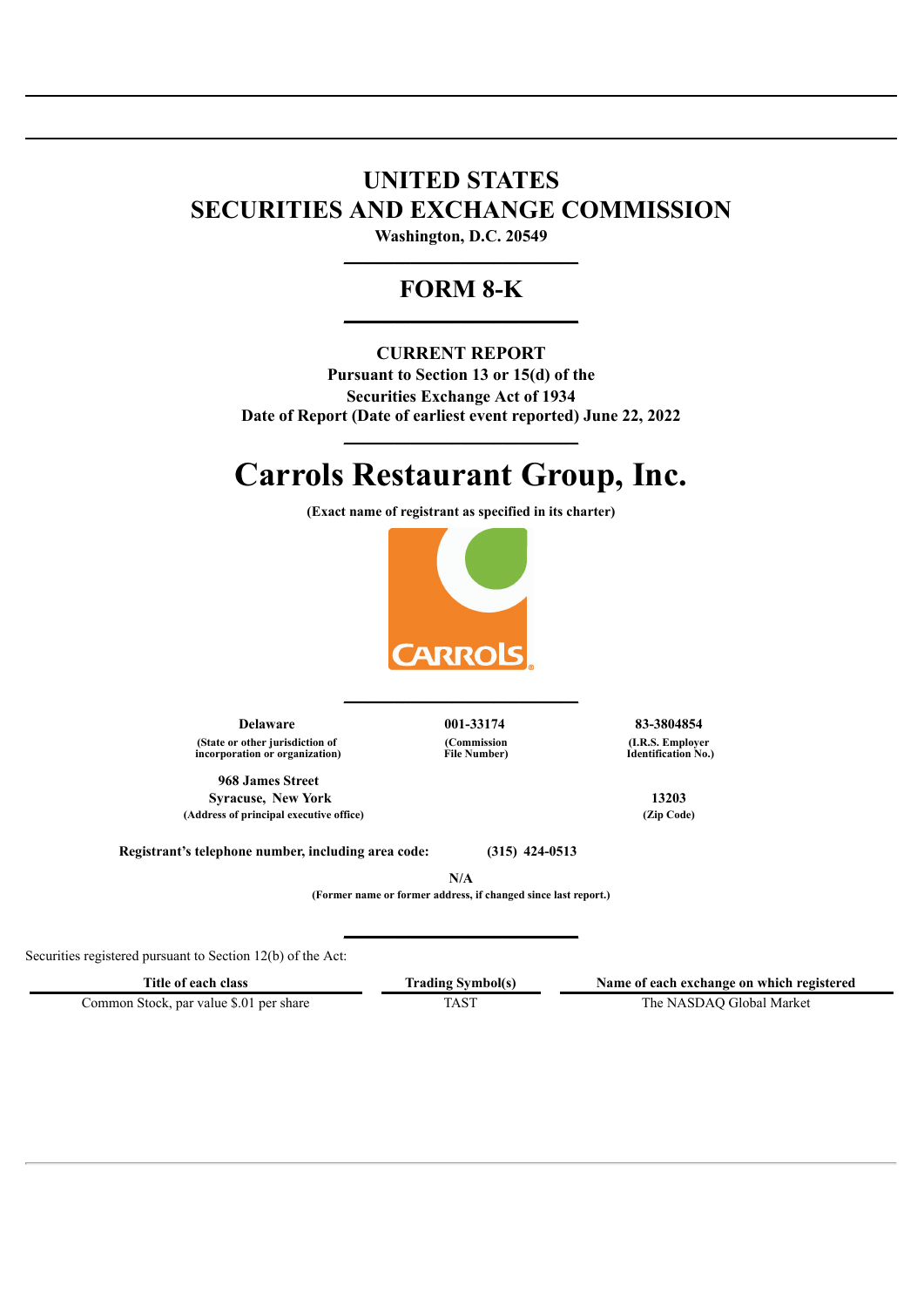# UNITED STATES
# SECURITIES AND EXCHANGE COMMISSION

**Washington, D.C. 20549**

## FORM 8-K

**CURRENT REPORT**

**Pursuant to Section 13 or 15(d) of the**
**Securities Exchange Act of 1934**
**Date of Report (Date of earliest event reported) June 22, 2022**

# Carrols Restaurant Group, Inc.

**(Exact name of registrant as specified in its charter)**

| **Delaware** | **001-33174** | **83-3804854** |
|---|---|---|
| **(State or other jurisdiction of incorporation or organization)** | **(Commission File Number)** | **(I.R.S. Employer Identification No.)** |

| **968 James Street Syracuse, New York** | **13203** |
|---|---|
| **(Address of principal executive office)** | **(Zip Code)** |

**Registrant's telephone number, including area code:** **(315) 424-0513**

**N/A**
**(Former name or former address, if changed since last report.)**

Securities registered pursuant to Section 12(b) of the Act:

| Title of each class | Trading Symbol(s) | Name of each exchange on which registered |
|---|---|---|
| Common Stock, par value $.01 per share | TAST | The NASDAQ Global Market |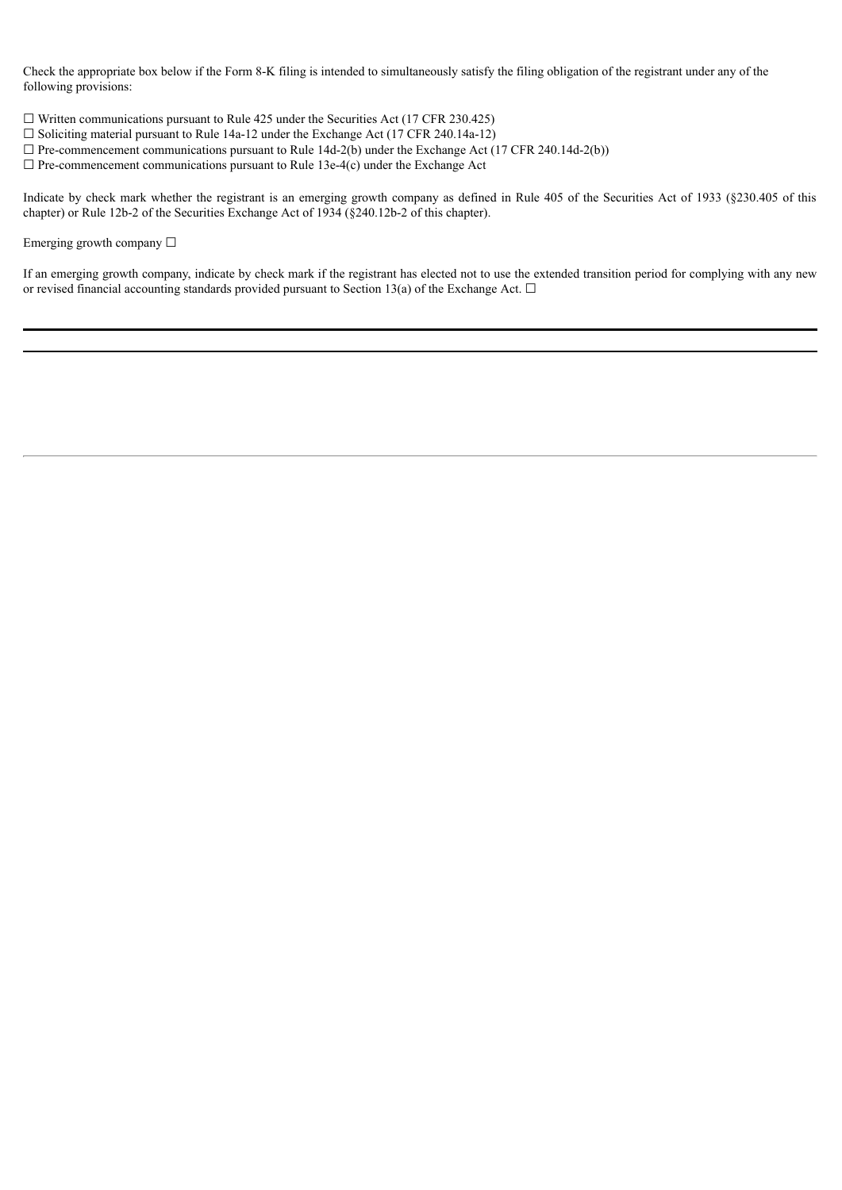Check the appropriate box below if the Form 8-K filing is intended to simultaneously satisfy the filing obligation of the registrant under any of the following provisions:

☐ Written communications pursuant to Rule 425 under the Securities Act (17 CFR 230.425)
☐ Soliciting material pursuant to Rule 14a-12 under the Exchange Act (17 CFR 240.14a-12)
☐ Pre-commencement communications pursuant to Rule 14d-2(b) under the Exchange Act (17 CFR 240.14d-2(b))
☐ Pre-commencement communications pursuant to Rule 13e-4(c) under the Exchange Act

Indicate by check mark whether the registrant is an emerging growth company as defined in Rule 405 of the Securities Act of 1933 (§230.405 of this chapter) or Rule 12b-2 of the Securities Exchange Act of 1934 (§240.12b-2 of this chapter).

Emerging growth company ☐

If an emerging growth company, indicate by check mark if the registrant has elected not to use the extended transition period for complying with any new or revised financial accounting standards provided pursuant to Section 13(a) of the Exchange Act. ☐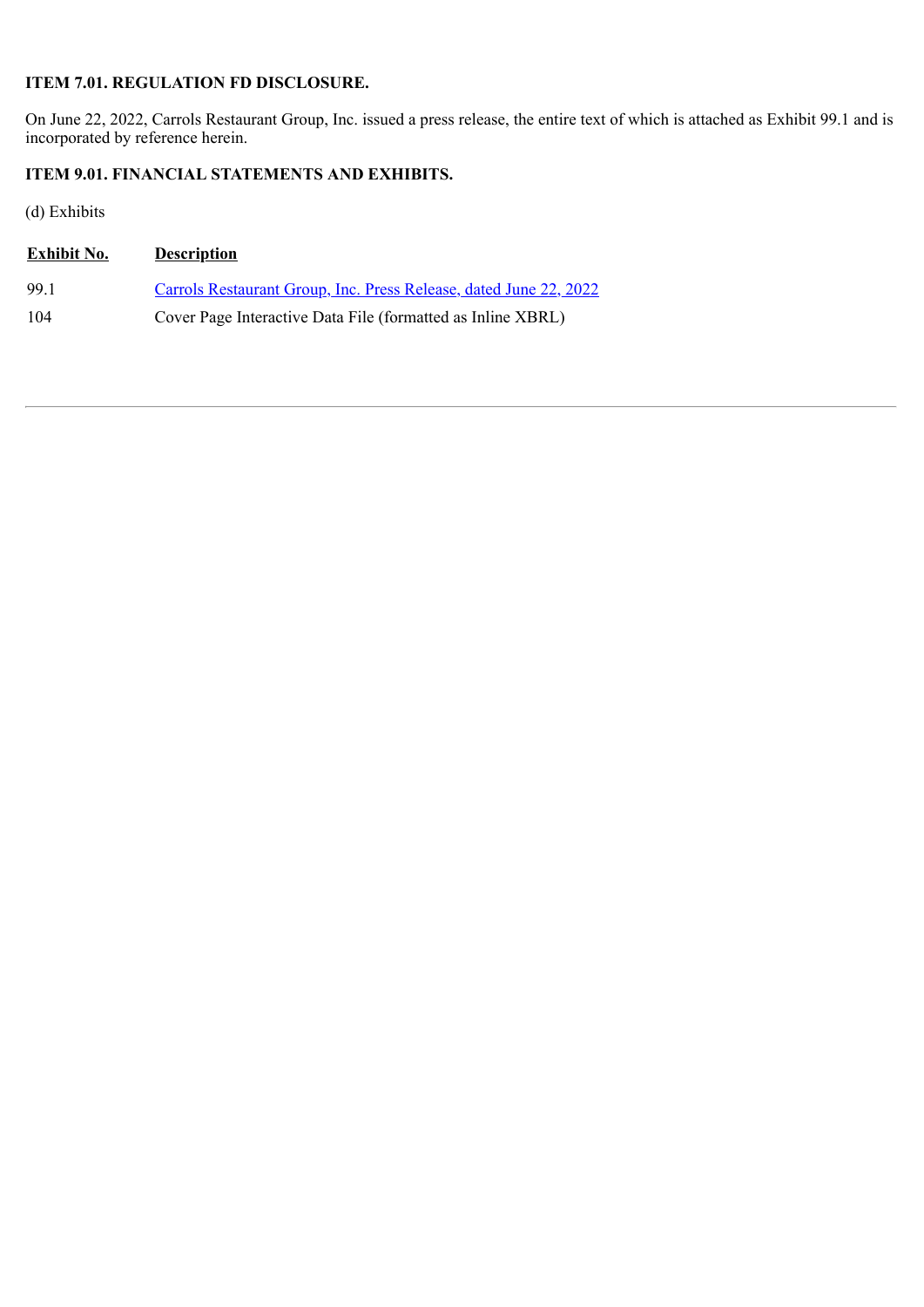**ITEM 7.01. REGULATION FD DISCLOSURE.**

On June 22, 2022, Carrols Restaurant Group, Inc. issued a press release, the entire text of which is attached as Exhibit 99.1 and is incorporated by reference herein.

**ITEM 9.01. FINANCIAL STATEMENTS AND EXHIBITS.**

(d) Exhibits

| Exhibit No. | Description |
|---|---|
| 99.1 | Carrols Restaurant Group, Inc. Press Release, dated June 22, 2022 |
| 104 | Cover Page Interactive Data File (formatted as Inline XBRL) |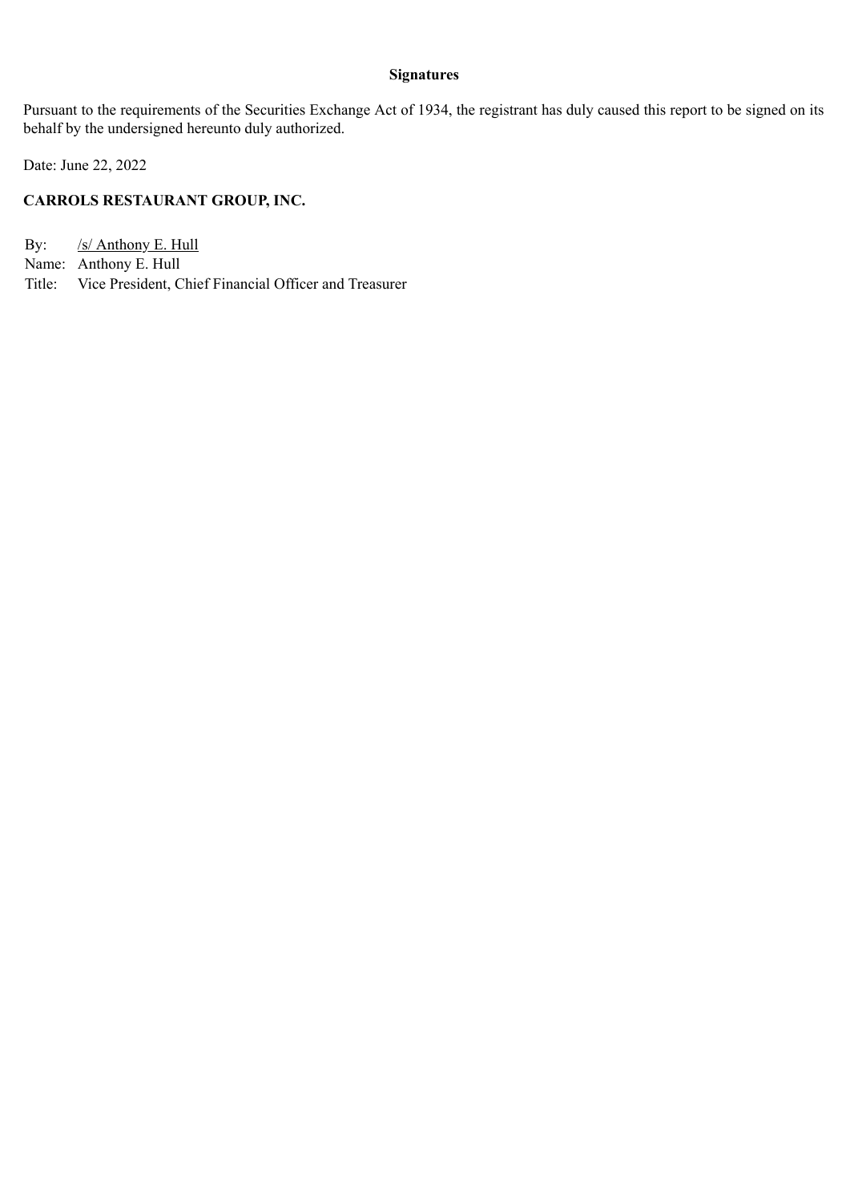**Signatures**

Pursuant to the requirements of the Securities Exchange Act of 1934, the registrant has duly caused this report to be signed on its behalf by the undersigned hereunto duly authorized.

Date: June 22, 2022

**CARROLS RESTAURANT GROUP, INC.**

By: /s/ Anthony E. Hull
Name: Anthony E. Hull
Title: Vice President, Chief Financial Officer and Treasurer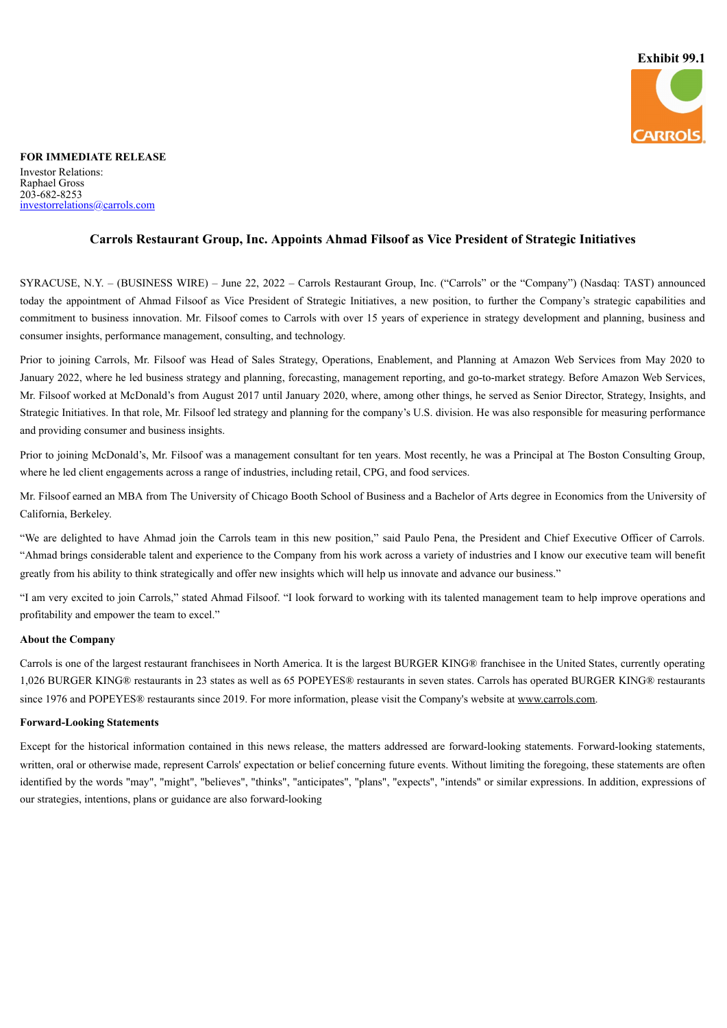**Exhibit 99.1**

**FOR IMMEDIATE RELEASE**
Investor Relations:
Raphael Gross
203-682-8253
investorrelations@carrols.com

## Carrols Restaurant Group, Inc. Appoints Ahmad Filsoof as Vice President of Strategic Initiatives

SYRACUSE, N.Y. – (BUSINESS WIRE) – June 22, 2022 – Carrols Restaurant Group, Inc. ("Carrols" or the "Company") (Nasdaq: TAST) announced today the appointment of Ahmad Filsoof as Vice President of Strategic Initiatives, a new position, to further the Company's strategic capabilities and commitment to business innovation. Mr. Filsoof comes to Carrols with over 15 years of experience in strategy development and planning, business and consumer insights, performance management, consulting, and technology.

Prior to joining Carrols, Mr. Filsoof was Head of Sales Strategy, Operations, Enablement, and Planning at Amazon Web Services from May 2020 to January 2022, where he led business strategy and planning, forecasting, management reporting, and go-to-market strategy. Before Amazon Web Services, Mr. Filsoof worked at McDonald's from August 2017 until January 2020, where, among other things, he served as Senior Director, Strategy, Insights, and Strategic Initiatives. In that role, Mr. Filsoof led strategy and planning for the company's U.S. division. He was also responsible for measuring performance and providing consumer and business insights.

Prior to joining McDonald's, Mr. Filsoof was a management consultant for ten years. Most recently, he was a Principal at The Boston Consulting Group, where he led client engagements across a range of industries, including retail, CPG, and food services.

Mr. Filsoof earned an MBA from The University of Chicago Booth School of Business and a Bachelor of Arts degree in Economics from the University of California, Berkeley.

"We are delighted to have Ahmad join the Carrols team in this new position," said Paulo Pena, the President and Chief Executive Officer of Carrols. "Ahmad brings considerable talent and experience to the Company from his work across a variety of industries and I know our executive team will benefit greatly from his ability to think strategically and offer new insights which will help us innovate and advance our business."

"I am very excited to join Carrols," stated Ahmad Filsoof. "I look forward to working with its talented management team to help improve operations and profitability and empower the team to excel."

**About the Company**

Carrols is one of the largest restaurant franchisees in North America. It is the largest BURGER KING® franchisee in the United States, currently operating 1,026 BURGER KING® restaurants in 23 states as well as 65 POPEYES® restaurants in seven states. Carrols has operated BURGER KING® restaurants since 1976 and POPEYES® restaurants since 2019. For more information, please visit the Company's website at www.carrols.com.

**Forward-Looking Statements**

Except for the historical information contained in this news release, the matters addressed are forward-looking statements. Forward-looking statements, written, oral or otherwise made, represent Carrols' expectation or belief concerning future events. Without limiting the foregoing, these statements are often identified by the words "may", "might", "believes", "thinks", "anticipates", "plans", "expects", "intends" or similar expressions. In addition, expressions of our strategies, intentions, plans or guidance are also forward-looking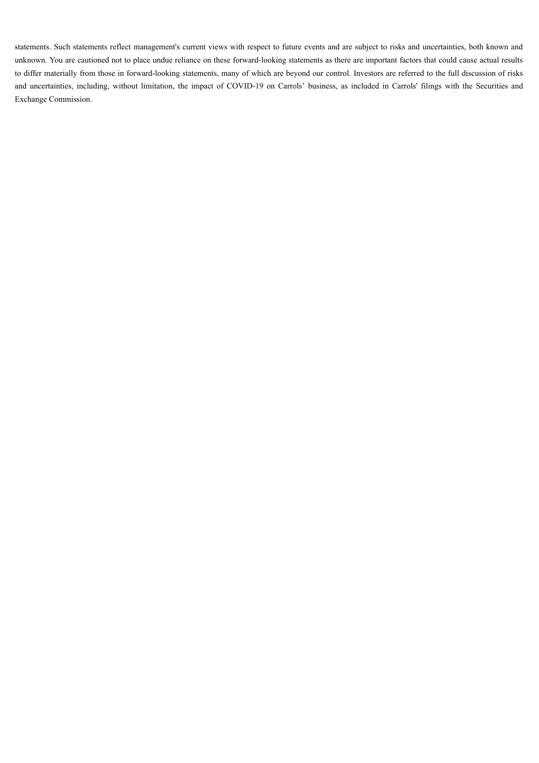statements. Such statements reflect management's current views with respect to future events and are subject to risks and uncertainties, both known and unknown. You are cautioned not to place undue reliance on these forward-looking statements as there are important factors that could cause actual results to differ materially from those in forward-looking statements, many of which are beyond our control. Investors are referred to the full discussion of risks and uncertainties, including, without limitation, the impact of COVID-19 on Carrols' business, as included in Carrols' filings with the Securities and Exchange Commission.